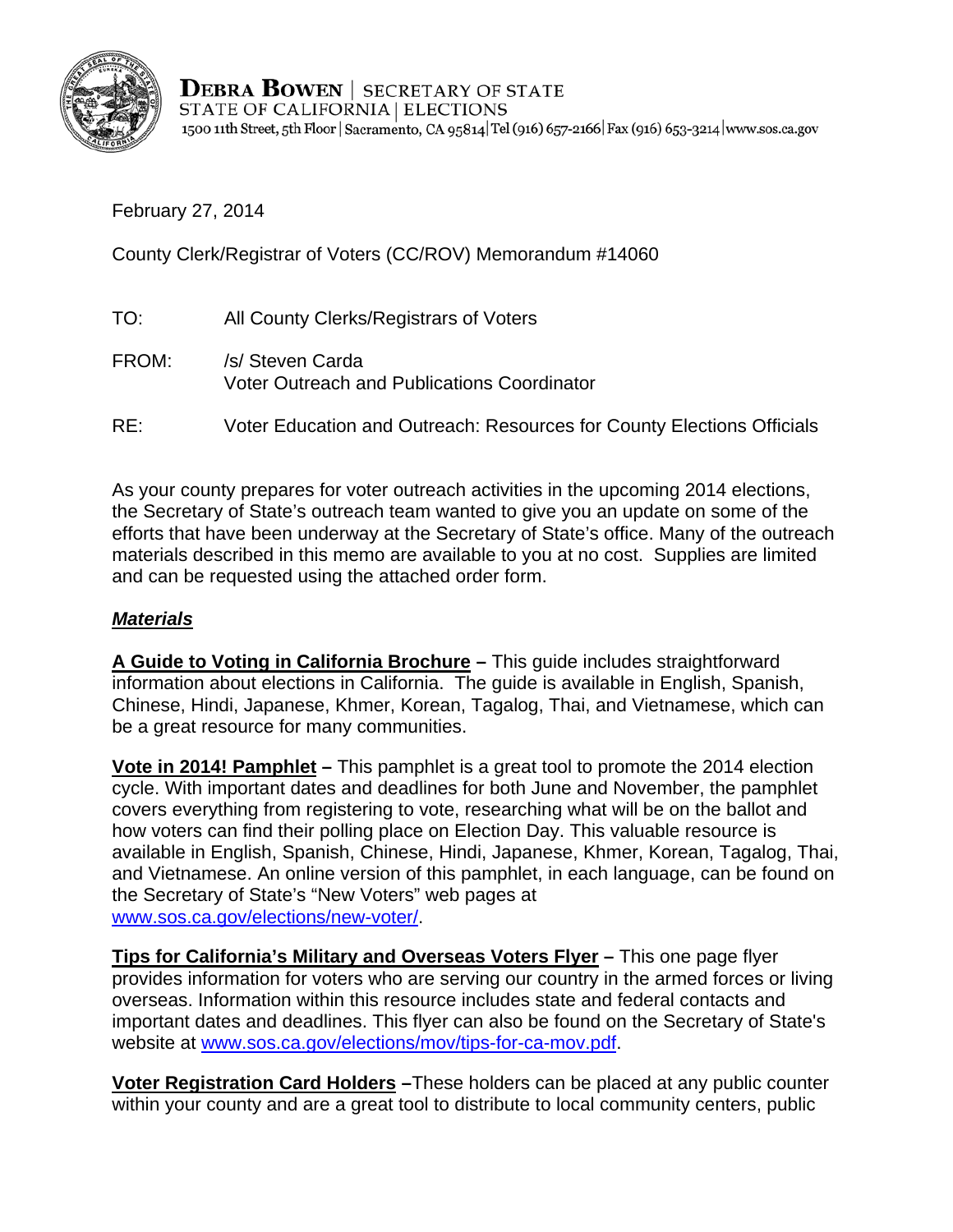**Debra Bowen** | SECRETARY OF STATE
STATE OF CALIFORNIA | ELECTIONS
1500 11th Street, 5th Floor | Sacramento, CA 95814 | Tel (916) 657-2166 | Fax (916) 653-3214 | www.sos.ca.gov

February 27, 2014

County Clerk/Registrar of Voters (CC/ROV) Memorandum #14060

TO: All County Clerks/Registrars of Voters

FROM: /s/ Steven Carda
Voter Outreach and Publications Coordinator

RE: Voter Education and Outreach: Resources for County Elections Officials

As your county prepares for voter outreach activities in the upcoming 2014 elections, the Secretary of State's outreach team wanted to give you an update on some of the efforts that have been underway at the Secretary of State's office. Many of the outreach materials described in this memo are available to you at no cost. Supplies are limited and can be requested using the attached order form.

***Materials***

**A Guide to Voting in California Brochure –** This guide includes straightforward information about elections in California. The guide is available in English, Spanish, Chinese, Hindi, Japanese, Khmer, Korean, Tagalog, Thai, and Vietnamese, which can be a great resource for many communities.

**Vote in 2014! Pamphlet –** This pamphlet is a great tool to promote the 2014 election cycle. With important dates and deadlines for both June and November, the pamphlet covers everything from registering to vote, researching what will be on the ballot and how voters can find their polling place on Election Day. This valuable resource is available in English, Spanish, Chinese, Hindi, Japanese, Khmer, Korean, Tagalog, Thai, and Vietnamese. An online version of this pamphlet, in each language, can be found on the Secretary of State's "New Voters" web pages at www.sos.ca.gov/elections/new-voter/.

**Tips for California's Military and Overseas Voters Flyer –** This one page flyer provides information for voters who are serving our country in the armed forces or living overseas. Information within this resource includes state and federal contacts and important dates and deadlines. This flyer can also be found on the Secretary of State's website at www.sos.ca.gov/elections/mov/tips-for-ca-mov.pdf.

**Voter Registration Card Holders –**These holders can be placed at any public counter within your county and are a great tool to distribute to local community centers, public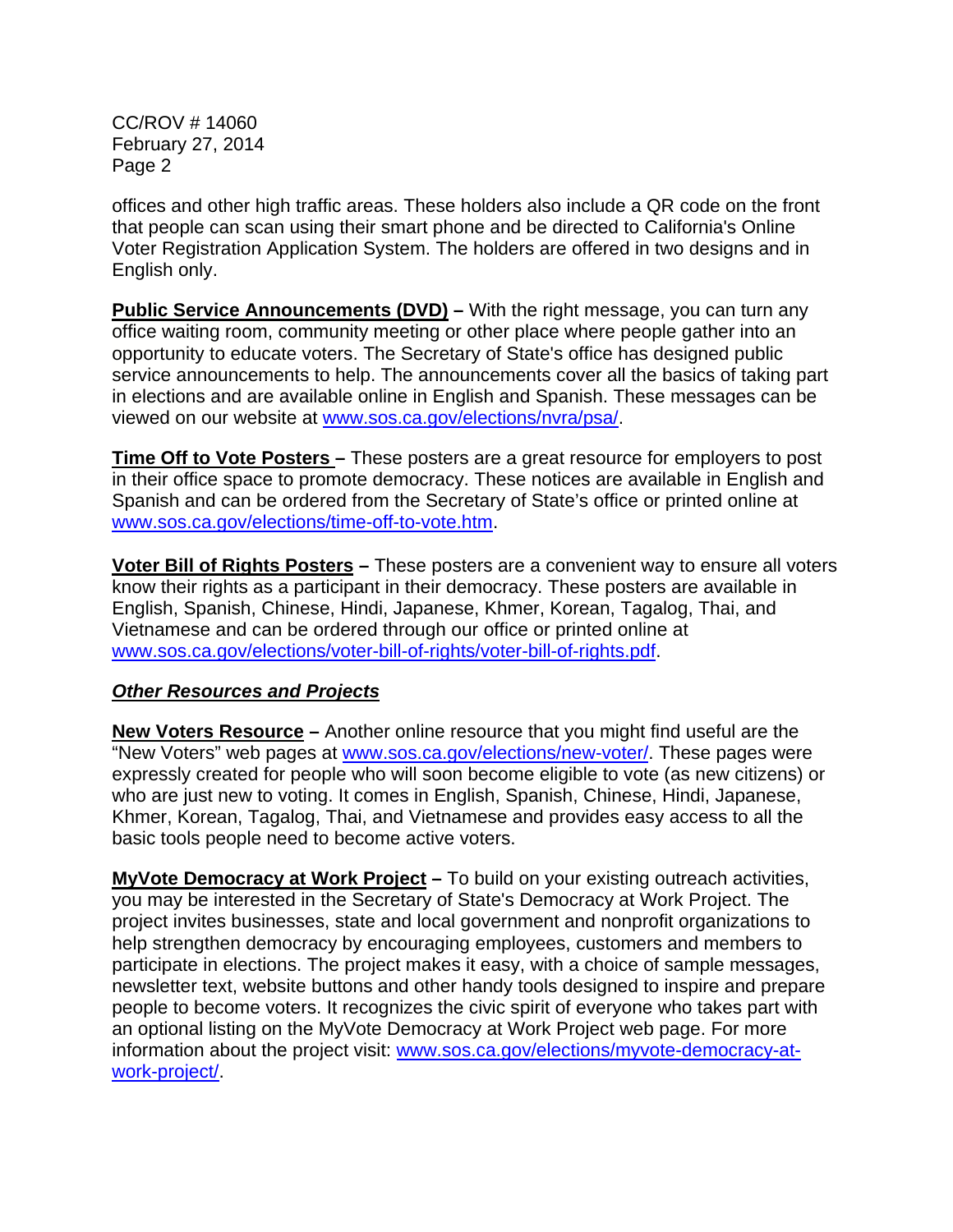offices and other high traffic areas. These holders also include a QR code on the front that people can scan using their smart phone and be directed to California's Online Voter Registration Application System. The holders are offered in two designs and in English only.

**Public Service Announcements (DVD)** – With the right message, you can turn any office waiting room, community meeting or other place where people gather into an opportunity to educate voters. The Secretary of State's office has designed public service announcements to help. The announcements cover all the basics of taking part in elections and are available online in English and Spanish. These messages can be viewed on our website at www.sos.ca.gov/elections/nvra/psa/.

**Time Off to Vote Posters** – These posters are a great resource for employers to post in their office space to promote democracy. These notices are available in English and Spanish and can be ordered from the Secretary of State's office or printed online at www.sos.ca.gov/elections/time-off-to-vote.htm.

**Voter Bill of Rights Posters** – These posters are a convenient way to ensure all voters know their rights as a participant in their democracy. These posters are available in English, Spanish, Chinese, Hindi, Japanese, Khmer, Korean, Tagalog, Thai, and Vietnamese and can be ordered through our office or printed online at www.sos.ca.gov/elections/voter-bill-of-rights/voter-bill-of-rights.pdf.

***Other Resources and Projects***

**New Voters Resource** – Another online resource that you might find useful are the "New Voters" web pages at www.sos.ca.gov/elections/new-voter/. These pages were expressly created for people who will soon become eligible to vote (as new citizens) or who are just new to voting. It comes in English, Spanish, Chinese, Hindi, Japanese, Khmer, Korean, Tagalog, Thai, and Vietnamese and provides easy access to all the basic tools people need to become active voters.

**MyVote Democracy at Work Project** – To build on your existing outreach activities, you may be interested in the Secretary of State's Democracy at Work Project. The project invites businesses, state and local government and nonprofit organizations to help strengthen democracy by encouraging employees, customers and members to participate in elections. The project makes it easy, with a choice of sample messages, newsletter text, website buttons and other handy tools designed to inspire and prepare people to become voters. It recognizes the civic spirit of everyone who takes part with an optional listing on the MyVote Democracy at Work Project web page. For more information about the project visit: www.sos.ca.gov/elections/myvote-democracy-at-work-project/.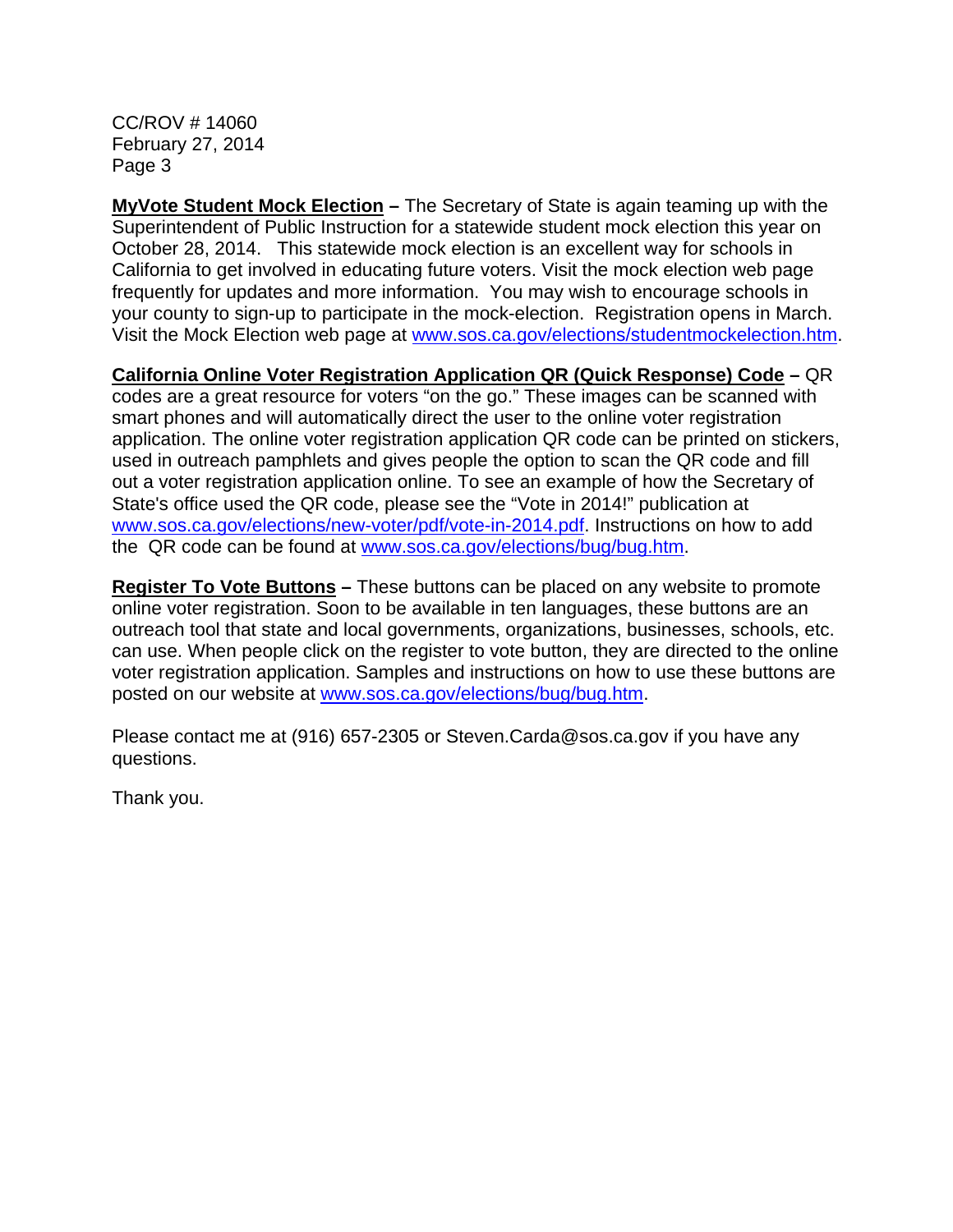**MyVote Student Mock Election** – The Secretary of State is again teaming up with the Superintendent of Public Instruction for a statewide student mock election this year on October 28, 2014. This statewide mock election is an excellent way for schools in California to get involved in educating future voters. Visit the mock election web page frequently for updates and more information. You may wish to encourage schools in your county to sign-up to participate in the mock-election. Registration opens in March. Visit the Mock Election web page at www.sos.ca.gov/elections/studentmockelection.htm.

**California Online Voter Registration Application QR (Quick Response) Code** – QR codes are a great resource for voters "on the go." These images can be scanned with smart phones and will automatically direct the user to the online voter registration application. The online voter registration application QR code can be printed on stickers, used in outreach pamphlets and gives people the option to scan the QR code and fill out a voter registration application online. To see an example of how the Secretary of State's office used the QR code, please see the "Vote in 2014!" publication at www.sos.ca.gov/elections/new-voter/pdf/vote-in-2014.pdf. Instructions on how to add the QR code can be found at www.sos.ca.gov/elections/bug/bug.htm.

**Register To Vote Buttons** – These buttons can be placed on any website to promote online voter registration. Soon to be available in ten languages, these buttons are an outreach tool that state and local governments, organizations, businesses, schools, etc. can use. When people click on the register to vote button, they are directed to the online voter registration application. Samples and instructions on how to use these buttons are posted on our website at www.sos.ca.gov/elections/bug/bug.htm.

Please contact me at (916) 657-2305 or Steven.Carda@sos.ca.gov if you have any questions.

Thank you.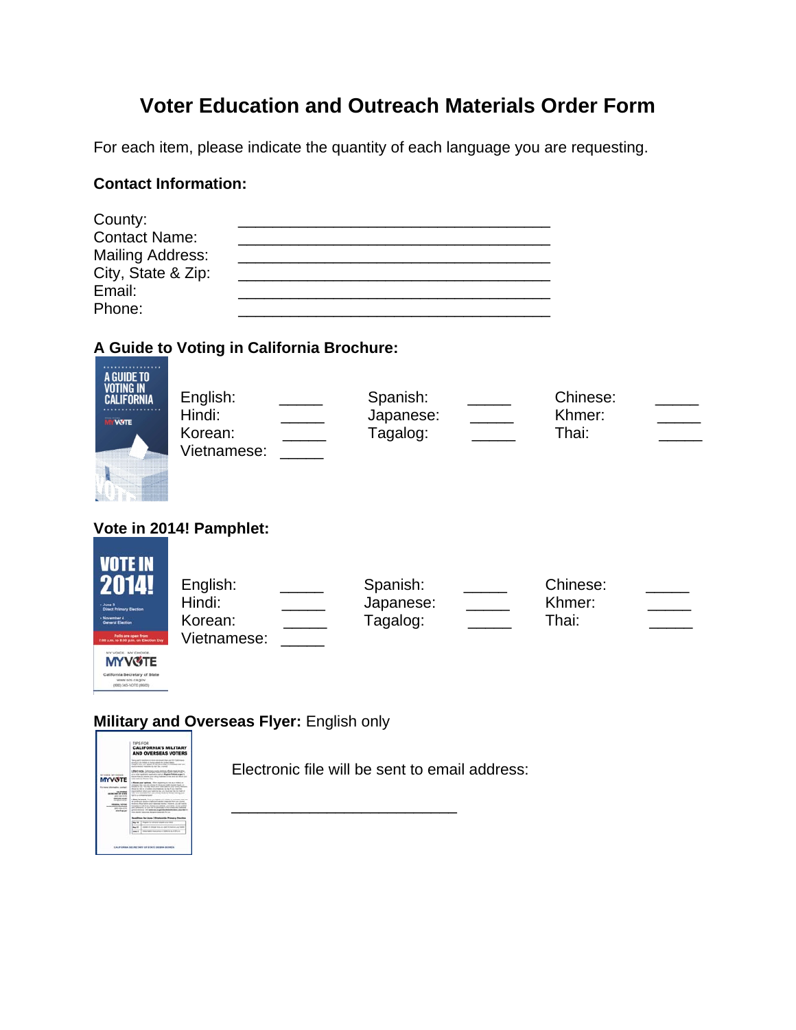# Voter Education and Outreach Materials Order Form

For each item, please indicate the quantity of each language you are requesting.

**Contact Information:**

County: ___________________________________

Contact Name: ___________________________________

Mailing Address: ___________________________________

City, State & Zip: ___________________________________

Email: ___________________________________

Phone: ___________________________________

**A Guide to Voting in California Brochure:**

| | | | | | |
|---|---|---|---|---|---|
| English: | _____ | Spanish: | _____ | Chinese: | _____ |
| Hindi: | _____ | Japanese: | _____ | Khmer: | _____ |
| Korean: | _____ | Tagalog: | _____ | Thai: | _____ |
| Vietnamese: | _____ | | | | |

**Vote in 2014! Pamphlet:**

| | | | | | |
|---|---|---|---|---|---|
| English: | _____ | Spanish: | _____ | Chinese: | _____ |
| Hindi: | _____ | Japanese: | _____ | Khmer: | _____ |
| Korean: | _____ | Tagalog: | _____ | Thai: | _____ |
| Vietnamese: | _____ | | | | |

**Military and Overseas Flyer:** English only

Electronic file will be sent to email address:

_________________________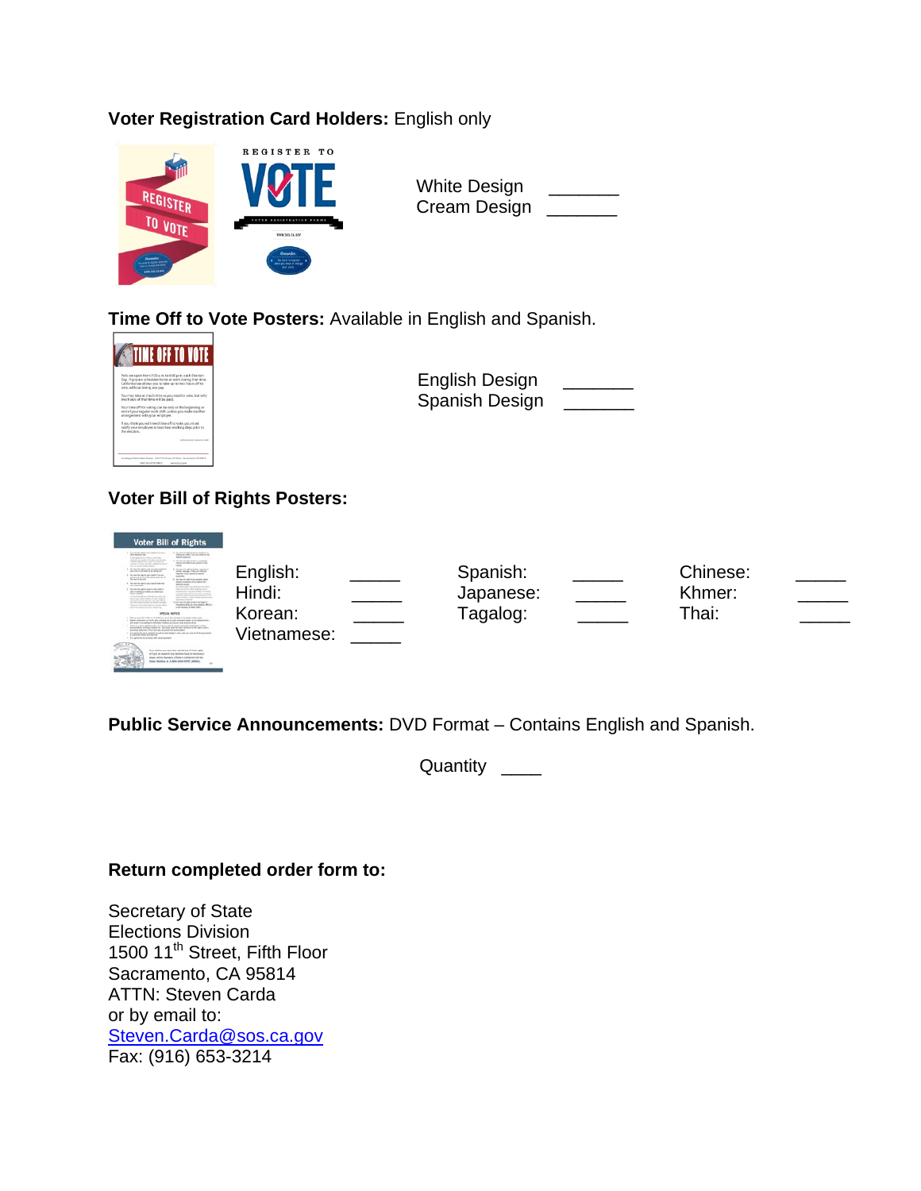**Voter Registration Card Holders:** English only

White Design _______
Cream Design _______

**Time Off to Vote Posters:** Available in English and Spanish.

English Design _______
Spanish Design _______

**Voter Bill of Rights Posters:**

| | | |
|---|---|---|
| English: _____ | Spanish: _____ | Chinese: _____ |
| Hindi: _____ | Japanese: _____ | Khmer: _____ |
| Korean: _____ | Tagalog: _____ | Thai: _____ |
| Vietnamese: _____ | | |

**Public Service Announcements:** DVD Format – Contains English and Spanish.

Quantity ____

**Return completed order form to:**

Secretary of State
Elections Division
1500 11th Street, Fifth Floor
Sacramento, CA 95814
ATTN: Steven Carda
or by email to:
Steven.Carda@sos.ca.gov
Fax: (916) 653-3214